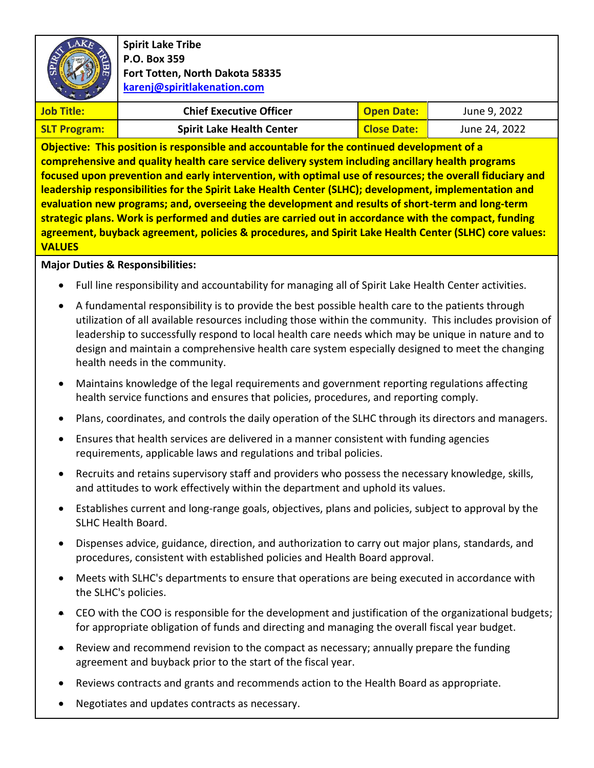**Spirit Lake Tribe**
**P.O. Box 359**
**Fort Totten, North Dakota 58335**
**karenj@spiritlakenation.com**

| **Job Title:** | **Chief Executive Officer** | **Open Date:** | June 9, 2022 |
|---|---|---|---|
| **SLT Program:** | **Spirit Lake Health Center** | **Close Date:** | June 24, 2022 |

**Objective: This position is responsible and accountable for the continued development of a comprehensive and quality health care service delivery system including ancillary health programs focused upon prevention and early intervention, with optimal use of resources; the overall fiduciary and leadership responsibilities for the Spirit Lake Health Center (SLHC); development, implementation and evaluation new programs; and, overseeing the development and results of short-term and long-term strategic plans. Work is performed and duties are carried out in accordance with the compact, funding agreement, buyback agreement, policies & procedures, and Spirit Lake Health Center (SLHC) core values: VALUES**

**Major Duties & Responsibilities:**

- Full line responsibility and accountability for managing all of Spirit Lake Health Center activities.
- A fundamental responsibility is to provide the best possible health care to the patients through utilization of all available resources including those within the community. This includes provision of leadership to successfully respond to local health care needs which may be unique in nature and to design and maintain a comprehensive health care system especially designed to meet the changing health needs in the community.
- Maintains knowledge of the legal requirements and government reporting regulations affecting health service functions and ensures that policies, procedures, and reporting comply.
- Plans, coordinates, and controls the daily operation of the SLHC through its directors and managers.
- Ensures that health services are delivered in a manner consistent with funding agencies requirements, applicable laws and regulations and tribal policies.
- Recruits and retains supervisory staff and providers who possess the necessary knowledge, skills, and attitudes to work effectively within the department and uphold its values.
- Establishes current and long-range goals, objectives, plans and policies, subject to approval by the SLHC Health Board.
- Dispenses advice, guidance, direction, and authorization to carry out major plans, standards, and procedures, consistent with established policies and Health Board approval.
- Meets with SLHC's departments to ensure that operations are being executed in accordance with the SLHC's policies.
- CEO with the COO is responsible for the development and justification of the organizational budgets; for appropriate obligation of funds and directing and managing the overall fiscal year budget.
- Review and recommend revision to the compact as necessary; annually prepare the funding agreement and buyback prior to the start of the fiscal year.
- Reviews contracts and grants and recommends action to the Health Board as appropriate.
- Negotiates and updates contracts as necessary.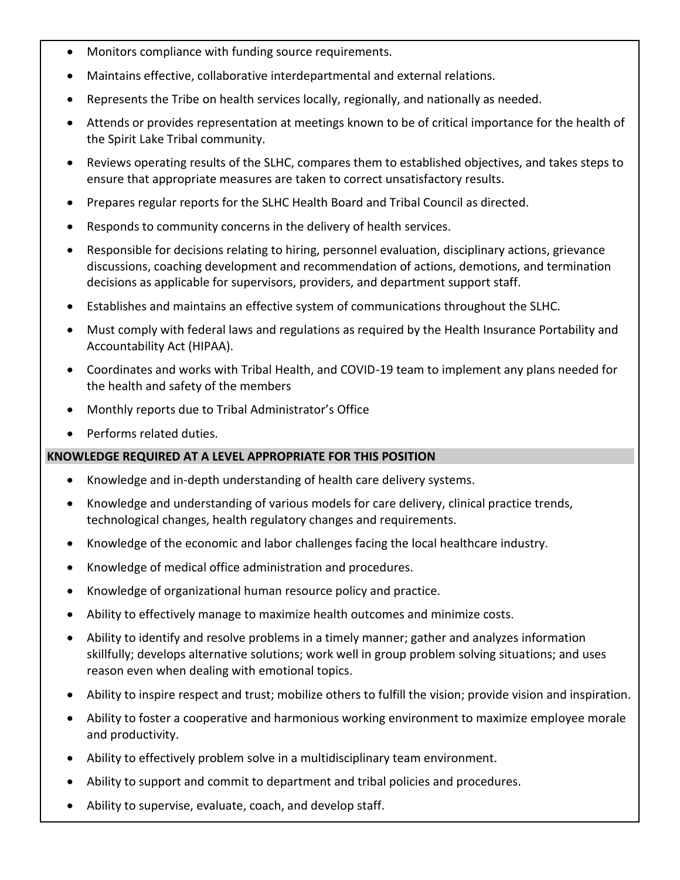- Monitors compliance with funding source requirements.
- Maintains effective, collaborative interdepartmental and external relations.
- Represents the Tribe on health services locally, regionally, and nationally as needed.
- Attends or provides representation at meetings known to be of critical importance for the health of the Spirit Lake Tribal community.
- Reviews operating results of the SLHC, compares them to established objectives, and takes steps to ensure that appropriate measures are taken to correct unsatisfactory results.
- Prepares regular reports for the SLHC Health Board and Tribal Council as directed.
- Responds to community concerns in the delivery of health services.
- Responsible for decisions relating to hiring, personnel evaluation, disciplinary actions, grievance discussions, coaching development and recommendation of actions, demotions, and termination decisions as applicable for supervisors, providers, and department support staff.
- Establishes and maintains an effective system of communications throughout the SLHC.
- Must comply with federal laws and regulations as required by the Health Insurance Portability and Accountability Act (HIPAA).
- Coordinates and works with Tribal Health, and COVID-19 team to implement any plans needed for the health and safety of the members
- Monthly reports due to Tribal Administrator's Office
- Performs related duties.

## KNOWLEDGE REQUIRED AT A LEVEL APPROPRIATE FOR THIS POSITION

- Knowledge and in-depth understanding of health care delivery systems.
- Knowledge and understanding of various models for care delivery, clinical practice trends, technological changes, health regulatory changes and requirements.
- Knowledge of the economic and labor challenges facing the local healthcare industry.
- Knowledge of medical office administration and procedures.
- Knowledge of organizational human resource policy and practice.
- Ability to effectively manage to maximize health outcomes and minimize costs.
- Ability to identify and resolve problems in a timely manner; gather and analyzes information skillfully; develops alternative solutions; work well in group problem solving situations; and uses reason even when dealing with emotional topics.
- Ability to inspire respect and trust; mobilize others to fulfill the vision; provide vision and inspiration.
- Ability to foster a cooperative and harmonious working environment to maximize employee morale and productivity.
- Ability to effectively problem solve in a multidisciplinary team environment.
- Ability to support and commit to department and tribal policies and procedures.
- Ability to supervise, evaluate, coach, and develop staff.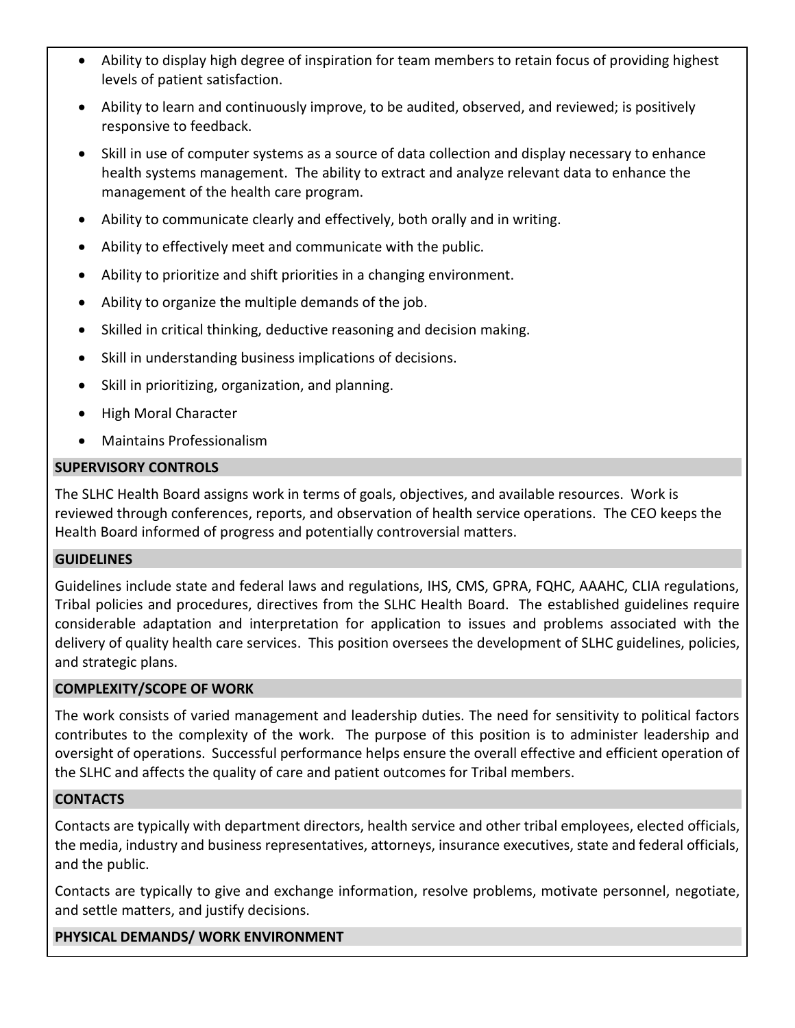- Ability to display high degree of inspiration for team members to retain focus of providing highest levels of patient satisfaction.
- Ability to learn and continuously improve, to be audited, observed, and reviewed; is positively responsive to feedback.
- Skill in use of computer systems as a source of data collection and display necessary to enhance health systems management. The ability to extract and analyze relevant data to enhance the management of the health care program.
- Ability to communicate clearly and effectively, both orally and in writing.
- Ability to effectively meet and communicate with the public.
- Ability to prioritize and shift priorities in a changing environment.
- Ability to organize the multiple demands of the job.
- Skilled in critical thinking, deductive reasoning and decision making.
- Skill in understanding business implications of decisions.
- Skill in prioritizing, organization, and planning.
- High Moral Character
- Maintains Professionalism

## SUPERVISORY CONTROLS

The SLHC Health Board assigns work in terms of goals, objectives, and available resources. Work is reviewed through conferences, reports, and observation of health service operations. The CEO keeps the Health Board informed of progress and potentially controversial matters.

## GUIDELINES

Guidelines include state and federal laws and regulations, IHS, CMS, GPRA, FQHC, AAAHC, CLIA regulations, Tribal policies and procedures, directives from the SLHC Health Board. The established guidelines require considerable adaptation and interpretation for application to issues and problems associated with the delivery of quality health care services. This position oversees the development of SLHC guidelines, policies, and strategic plans.

## COMPLEXITY/SCOPE OF WORK

The work consists of varied management and leadership duties. The need for sensitivity to political factors contributes to the complexity of the work. The purpose of this position is to administer leadership and oversight of operations. Successful performance helps ensure the overall effective and efficient operation of the SLHC and affects the quality of care and patient outcomes for Tribal members.

## CONTACTS

Contacts are typically with department directors, health service and other tribal employees, elected officials, the media, industry and business representatives, attorneys, insurance executives, state and federal officials, and the public.

Contacts are typically to give and exchange information, resolve problems, motivate personnel, negotiate, and settle matters, and justify decisions.

## PHYSICAL DEMANDS/ WORK ENVIRONMENT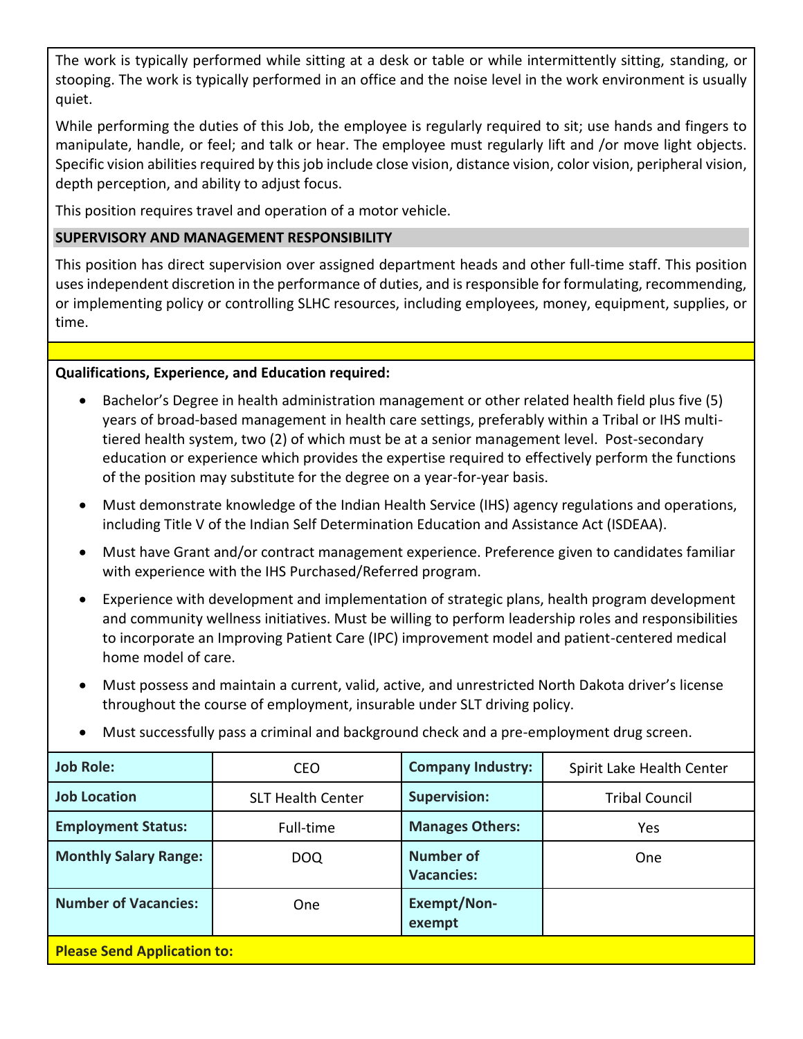The work is typically performed while sitting at a desk or table or while intermittently sitting, standing, or stooping. The work is typically performed in an office and the noise level in the work environment is usually quiet.

While performing the duties of this Job, the employee is regularly required to sit; use hands and fingers to manipulate, handle, or feel; and talk or hear. The employee must regularly lift and /or move light objects. Specific vision abilities required by this job include close vision, distance vision, color vision, peripheral vision, depth perception, and ability to adjust focus.

This position requires travel and operation of a motor vehicle.

**SUPERVISORY AND MANAGEMENT RESPONSIBILITY**

This position has direct supervision over assigned department heads and other full-time staff. This position uses independent discretion in the performance of duties, and is responsible for formulating, recommending, or implementing policy or controlling SLHC resources, including employees, money, equipment, supplies, or time.

**Qualifications, Experience, and Education required:**

- Bachelor's Degree in health administration management or other related health field plus five (5) years of broad-based management in health care settings, preferably within a Tribal or IHS multi-tiered health system, two (2) of which must be at a senior management level. Post-secondary education or experience which provides the expertise required to effectively perform the functions of the position may substitute for the degree on a year-for-year basis.
- Must demonstrate knowledge of the Indian Health Service (IHS) agency regulations and operations, including Title V of the Indian Self Determination Education and Assistance Act (ISDEAA).
- Must have Grant and/or contract management experience. Preference given to candidates familiar with experience with the IHS Purchased/Referred program.
- Experience with development and implementation of strategic plans, health program development and community wellness initiatives. Must be willing to perform leadership roles and responsibilities to incorporate an Improving Patient Care (IPC) improvement model and patient-centered medical home model of care.
- Must possess and maintain a current, valid, active, and unrestricted North Dakota driver's license throughout the course of employment, insurable under SLT driving policy.
- Must successfully pass a criminal and background check and a pre-employment drug screen.

| **Job Role:** | CEO | **Company Industry:** | Spirit Lake Health Center |
|---|---|---|---|
| **Job Location** | SLT Health Center | **Supervision:** | Tribal Council |
| **Employment Status:** | Full-time | **Manages Others:** | Yes |
| **Monthly Salary Range:** | DOQ | **Number of Vacancies:** | One |
| **Number of Vacancies:** | One | **Exempt/Non-exempt** | |

**Please Send Application to:**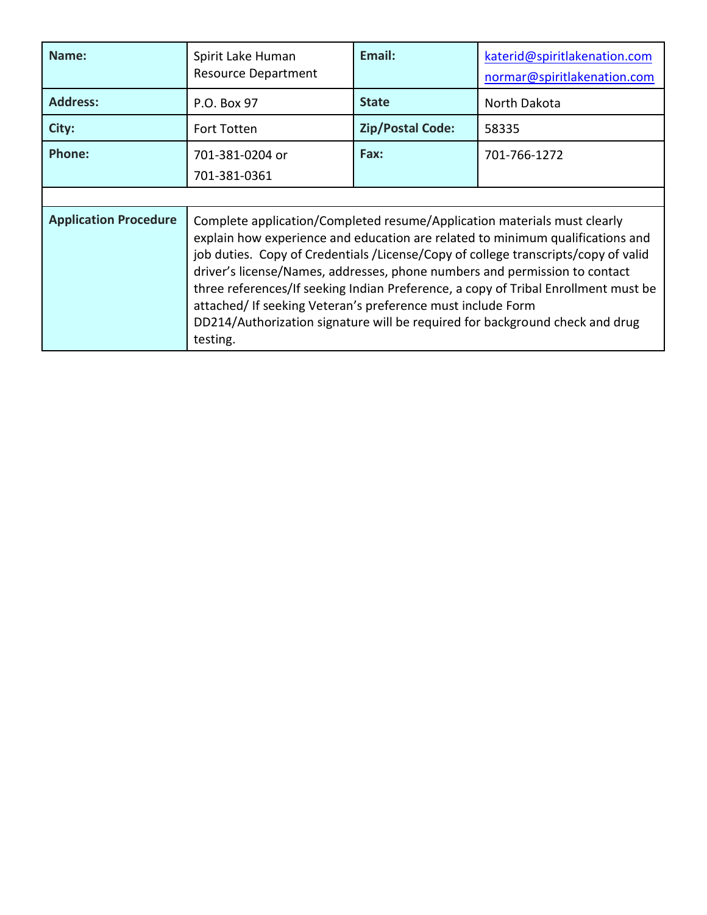| | | | |
|---|---|---|---|
| **Name:** | Spirit Lake Human Resource Department | **Email:** | katerid@spiritlakenation.com normar@spiritlakenation.com |
| **Address:** | P.O. Box 97 | **State** | North Dakota |
| **City:** | Fort Totten | **Zip/Postal Code:** | 58335 |
| **Phone:** | 701-381-0204 or 701-381-0361 | **Fax:** | 701-766-1272 |

| | |
|---|---|
| **Application Procedure** | Complete application/Completed resume/Application materials must clearly explain how experience and education are related to minimum qualifications and job duties. Copy of Credentials /License/Copy of college transcripts/copy of valid driver's license/Names, addresses, phone numbers and permission to contact three references/If seeking Indian Preference, a copy of Tribal Enrollment must be attached/ If seeking Veteran's preference must include Form DD214/Authorization signature will be required for background check and drug testing. |